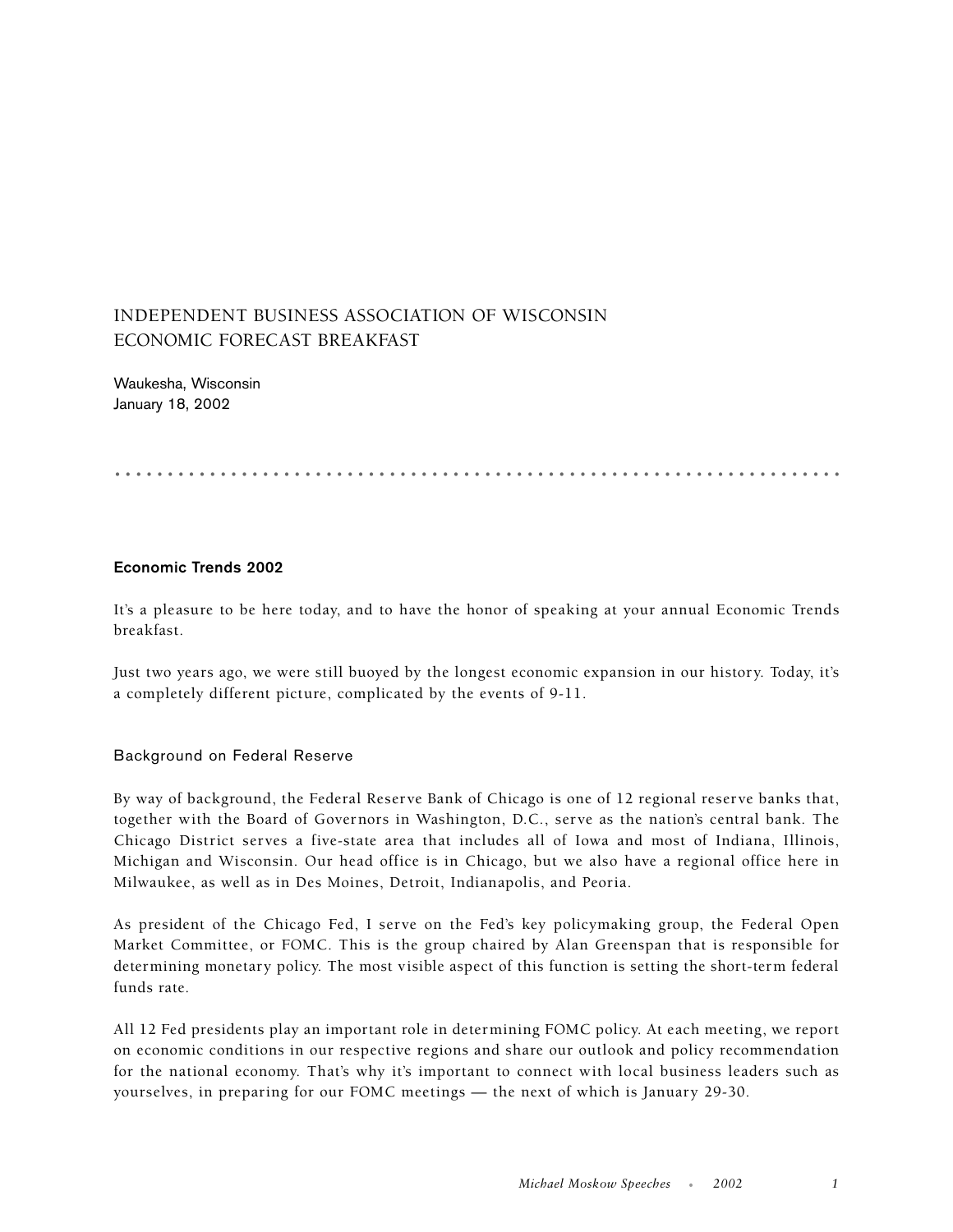# INDEPENDENT BUSINESS ASSOCIATION OF WISCONSIN ECONOMIC FORECAST BREAKFAST

Waukesha, Wisconsin
January 18, 2002

## Economic Trends 2002

It's a pleasure to be here today, and to have the honor of speaking at your annual Economic Trends breakfast.

Just two years ago, we were still buoyed by the longest economic expansion in our history. Today, it's a completely different picture, complicated by the events of 9-11.

### Background on Federal Reserve

By way of background, the Federal Reserve Bank of Chicago is one of 12 regional reserve banks that, together with the Board of Governors in Washington, D.C., serve as the nation's central bank. The Chicago District serves a five-state area that includes all of Iowa and most of Indiana, Illinois, Michigan and Wisconsin. Our head office is in Chicago, but we also have a regional office here in Milwaukee, as well as in Des Moines, Detroit, Indianapolis, and Peoria.

As president of the Chicago Fed, I serve on the Fed's key policymaking group, the Federal Open Market Committee, or FOMC. This is the group chaired by Alan Greenspan that is responsible for determining monetary policy. The most visible aspect of this function is setting the short-term federal funds rate.

All 12 Fed presidents play an important role in determining FOMC policy. At each meeting, we report on economic conditions in our respective regions and share our outlook and policy recommendation for the national economy. That's why it's important to connect with local business leaders such as yourselves, in preparing for our FOMC meetings — the next of which is January 29-30.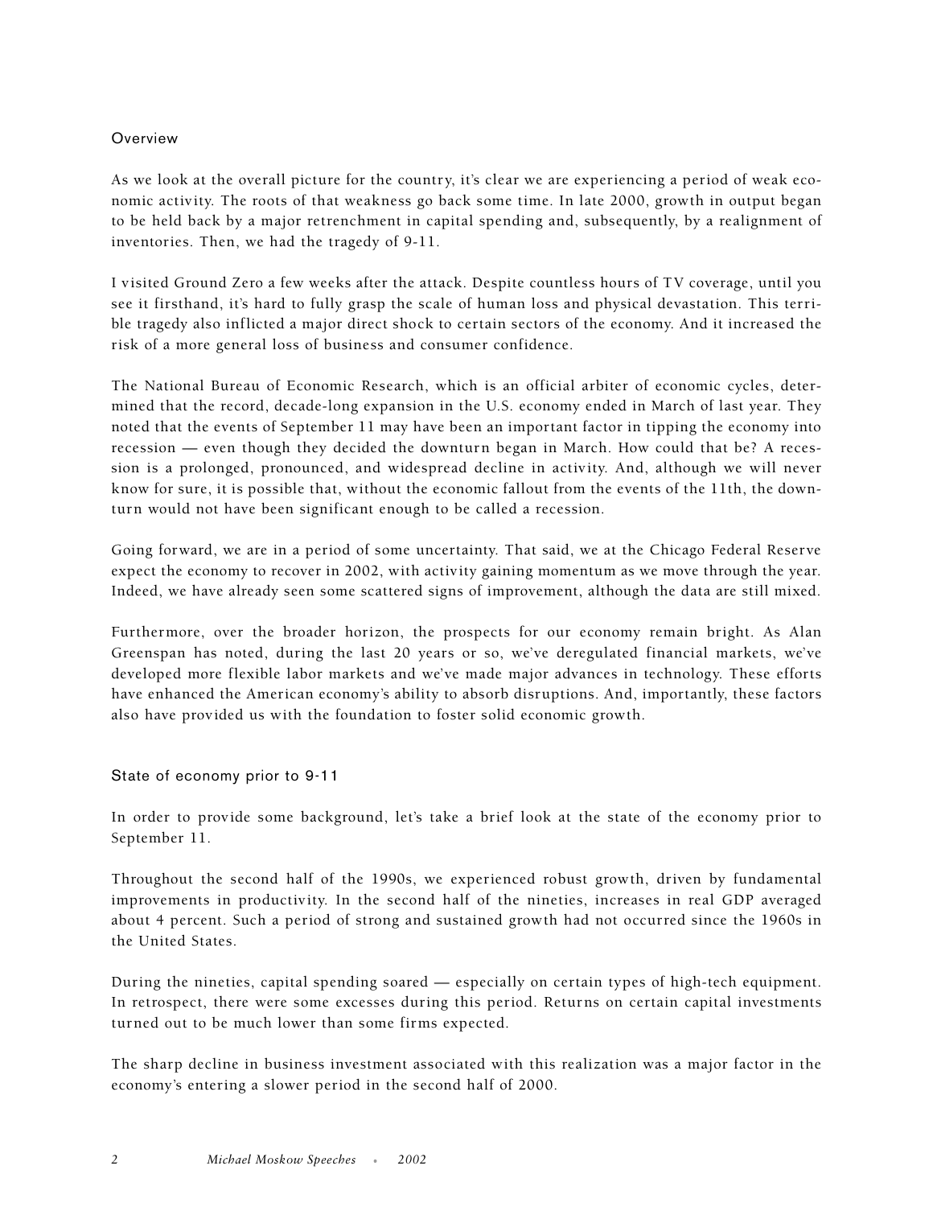## Overview

As we look at the overall picture for the country, it's clear we are experiencing a period of weak economic activity. The roots of that weakness go back some time. In late 2000, growth in output began to be held back by a major retrenchment in capital spending and, subsequently, by a realignment of inventories. Then, we had the tragedy of 9-11.

I visited Ground Zero a few weeks after the attack. Despite countless hours of TV coverage, until you see it firsthand, it's hard to fully grasp the scale of human loss and physical devastation. This terrible tragedy also inflicted a major direct shock to certain sectors of the economy. And it increased the risk of a more general loss of business and consumer confidence.

The National Bureau of Economic Research, which is an official arbiter of economic cycles, determined that the record, decade-long expansion in the U.S. economy ended in March of last year. They noted that the events of September 11 may have been an important factor in tipping the economy into recession — even though they decided the downturn began in March. How could that be? A recession is a prolonged, pronounced, and widespread decline in activity. And, although we will never know for sure, it is possible that, without the economic fallout from the events of the 11th, the downturn would not have been significant enough to be called a recession.

Going forward, we are in a period of some uncertainty. That said, we at the Chicago Federal Reserve expect the economy to recover in 2002, with activity gaining momentum as we move through the year. Indeed, we have already seen some scattered signs of improvement, although the data are still mixed.

Furthermore, over the broader horizon, the prospects for our economy remain bright. As Alan Greenspan has noted, during the last 20 years or so, we've deregulated financial markets, we've developed more flexible labor markets and we've made major advances in technology. These efforts have enhanced the American economy's ability to absorb disruptions. And, importantly, these factors also have provided us with the foundation to foster solid economic growth.

## State of economy prior to 9-11

In order to provide some background, let's take a brief look at the state of the economy prior to September 11.

Throughout the second half of the 1990s, we experienced robust growth, driven by fundamental improvements in productivity. In the second half of the nineties, increases in real GDP averaged about 4 percent. Such a period of strong and sustained growth had not occurred since the 1960s in the United States.

During the nineties, capital spending soared — especially on certain types of high-tech equipment. In retrospect, there were some excesses during this period. Returns on certain capital investments turned out to be much lower than some firms expected.

The sharp decline in business investment associated with this realization was a major factor in the economy's entering a slower period in the second half of 2000.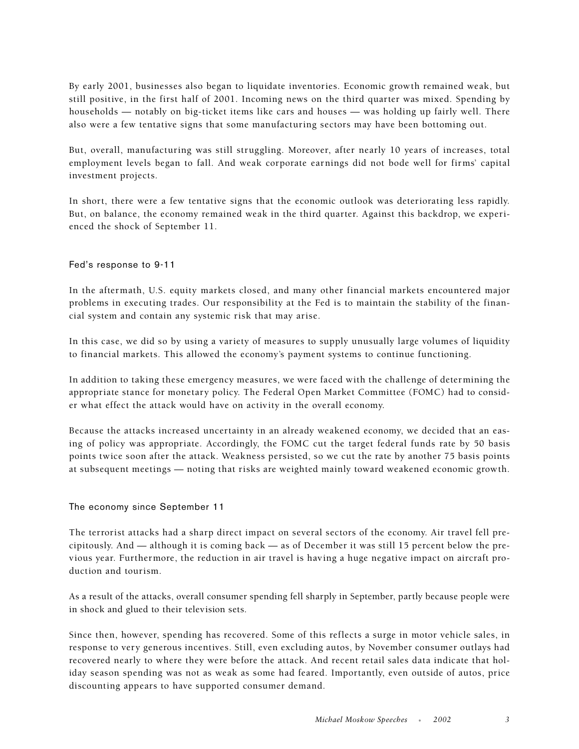By early 2001, businesses also began to liquidate inventories. Economic growth remained weak, but still positive, in the first half of 2001. Incoming news on the third quarter was mixed. Spending by households — notably on big-ticket items like cars and houses — was holding up fairly well. There also were a few tentative signs that some manufacturing sectors may have been bottoming out.

But, overall, manufacturing was still struggling. Moreover, after nearly 10 years of increases, total employment levels began to fall. And weak corporate earnings did not bode well for firms' capital investment projects.

In short, there were a few tentative signs that the economic outlook was deteriorating less rapidly. But, on balance, the economy remained weak in the third quarter. Against this backdrop, we experienced the shock of September 11.

## Fed's response to 9-11

In the aftermath, U.S. equity markets closed, and many other financial markets encountered major problems in executing trades. Our responsibility at the Fed is to maintain the stability of the financial system and contain any systemic risk that may arise.

In this case, we did so by using a variety of measures to supply unusually large volumes of liquidity to financial markets. This allowed the economy's payment systems to continue functioning.

In addition to taking these emergency measures, we were faced with the challenge of determining the appropriate stance for monetary policy. The Federal Open Market Committee (FOMC) had to consider what effect the attack would have on activity in the overall economy.

Because the attacks increased uncertainty in an already weakened economy, we decided that an easing of policy was appropriate. Accordingly, the FOMC cut the target federal funds rate by 50 basis points twice soon after the attack. Weakness persisted, so we cut the rate by another 75 basis points at subsequent meetings — noting that risks are weighted mainly toward weakened economic growth.

## The economy since September 11

The terrorist attacks had a sharp direct impact on several sectors of the economy. Air travel fell precipitously. And — although it is coming back — as of December it was still 15 percent below the previous year. Furthermore, the reduction in air travel is having a huge negative impact on aircraft production and tourism.

As a result of the attacks, overall consumer spending fell sharply in September, partly because people were in shock and glued to their television sets.

Since then, however, spending has recovered. Some of this reflects a surge in motor vehicle sales, in response to very generous incentives. Still, even excluding autos, by November consumer outlays had recovered nearly to where they were before the attack. And recent retail sales data indicate that holiday season spending was not as weak as some had feared. Importantly, even outside of autos, price discounting appears to have supported consumer demand.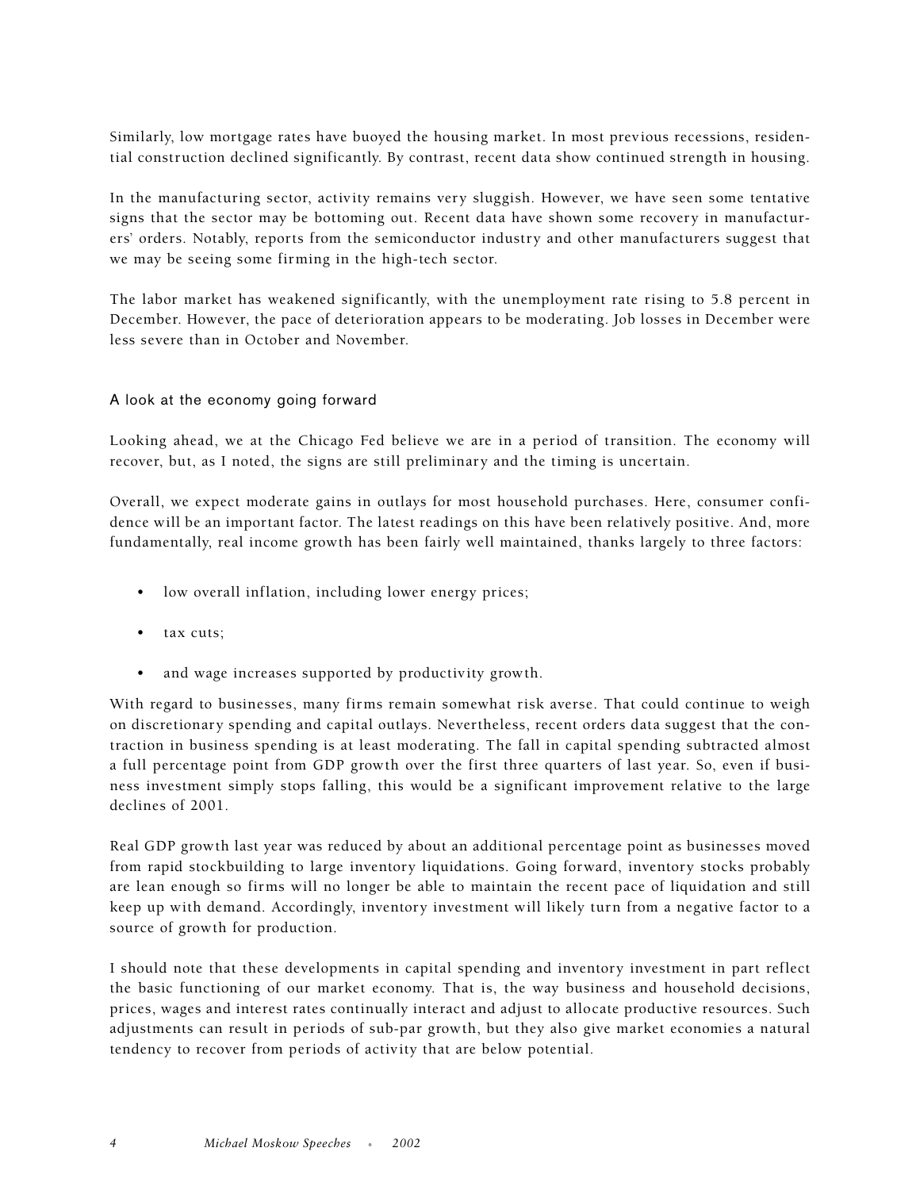Similarly, low mortgage rates have buoyed the housing market. In most previous recessions, residential construction declined significantly. By contrast, recent data show continued strength in housing.

In the manufacturing sector, activity remains very sluggish. However, we have seen some tentative signs that the sector may be bottoming out. Recent data have shown some recovery in manufacturers' orders. Notably, reports from the semiconductor industry and other manufacturers suggest that we may be seeing some firming in the high-tech sector.

The labor market has weakened significantly, with the unemployment rate rising to 5.8 percent in December. However, the pace of deterioration appears to be moderating. Job losses in December were less severe than in October and November.

## A look at the economy going forward

Looking ahead, we at the Chicago Fed believe we are in a period of transition. The economy will recover, but, as I noted, the signs are still preliminary and the timing is uncertain.

Overall, we expect moderate gains in outlays for most household purchases. Here, consumer confidence will be an important factor. The latest readings on this have been relatively positive. And, more fundamentally, real income growth has been fairly well maintained, thanks largely to three factors:

- low overall inflation, including lower energy prices;
- tax cuts;
- and wage increases supported by productivity growth.

With regard to businesses, many firms remain somewhat risk averse. That could continue to weigh on discretionary spending and capital outlays. Nevertheless, recent orders data suggest that the contraction in business spending is at least moderating. The fall in capital spending subtracted almost a full percentage point from GDP growth over the first three quarters of last year. So, even if business investment simply stops falling, this would be a significant improvement relative to the large declines of 2001.

Real GDP growth last year was reduced by about an additional percentage point as businesses moved from rapid stockbuilding to large inventory liquidations. Going forward, inventory stocks probably are lean enough so firms will no longer be able to maintain the recent pace of liquidation and still keep up with demand. Accordingly, inventory investment will likely turn from a negative factor to a source of growth for production.

I should note that these developments in capital spending and inventory investment in part reflect the basic functioning of our market economy. That is, the way business and household decisions, prices, wages and interest rates continually interact and adjust to allocate productive resources. Such adjustments can result in periods of sub-par growth, but they also give market economies a natural tendency to recover from periods of activity that are below potential.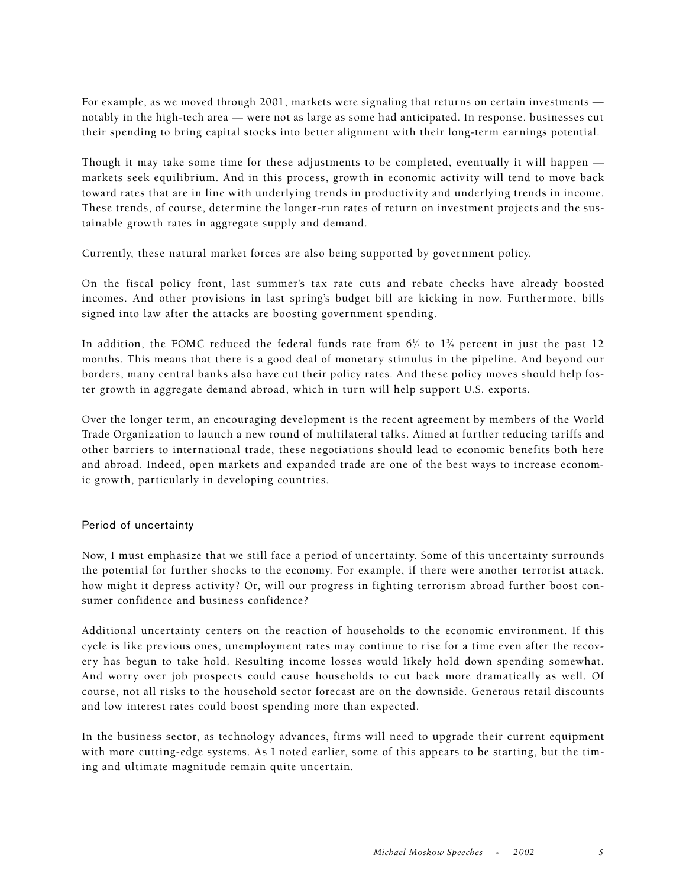For example, as we moved through 2001, markets were signaling that returns on certain investments — notably in the high-tech area — were not as large as some had anticipated. In response, businesses cut their spending to bring capital stocks into better alignment with their long-term earnings potential.

Though it may take some time for these adjustments to be completed, eventually it will happen — markets seek equilibrium. And in this process, growth in economic activity will tend to move back toward rates that are in line with underlying trends in productivity and underlying trends in income. These trends, of course, determine the longer-run rates of return on investment projects and the sustainable growth rates in aggregate supply and demand.

Currently, these natural market forces are also being supported by government policy.

On the fiscal policy front, last summer's tax rate cuts and rebate checks have already boosted incomes. And other provisions in last spring's budget bill are kicking in now. Furthermore, bills signed into law after the attacks are boosting government spending.

In addition, the FOMC reduced the federal funds rate from 6½ to 1¾ percent in just the past 12 months. This means that there is a good deal of monetary stimulus in the pipeline. And beyond our borders, many central banks also have cut their policy rates. And these policy moves should help foster growth in aggregate demand abroad, which in turn will help support U.S. exports.

Over the longer term, an encouraging development is the recent agreement by members of the World Trade Organization to launch a new round of multilateral talks. Aimed at further reducing tariffs and other barriers to international trade, these negotiations should lead to economic benefits both here and abroad. Indeed, open markets and expanded trade are one of the best ways to increase economic growth, particularly in developing countries.

## Period of uncertainty

Now, I must emphasize that we still face a period of uncertainty. Some of this uncertainty surrounds the potential for further shocks to the economy. For example, if there were another terrorist attack, how might it depress activity? Or, will our progress in fighting terrorism abroad further boost consumer confidence and business confidence?

Additional uncertainty centers on the reaction of households to the economic environment. If this cycle is like previous ones, unemployment rates may continue to rise for a time even after the recovery has begun to take hold. Resulting income losses would likely hold down spending somewhat. And worry over job prospects could cause households to cut back more dramatically as well. Of course, not all risks to the household sector forecast are on the downside. Generous retail discounts and low interest rates could boost spending more than expected.

In the business sector, as technology advances, firms will need to upgrade their current equipment with more cutting-edge systems. As I noted earlier, some of this appears to be starting, but the timing and ultimate magnitude remain quite uncertain.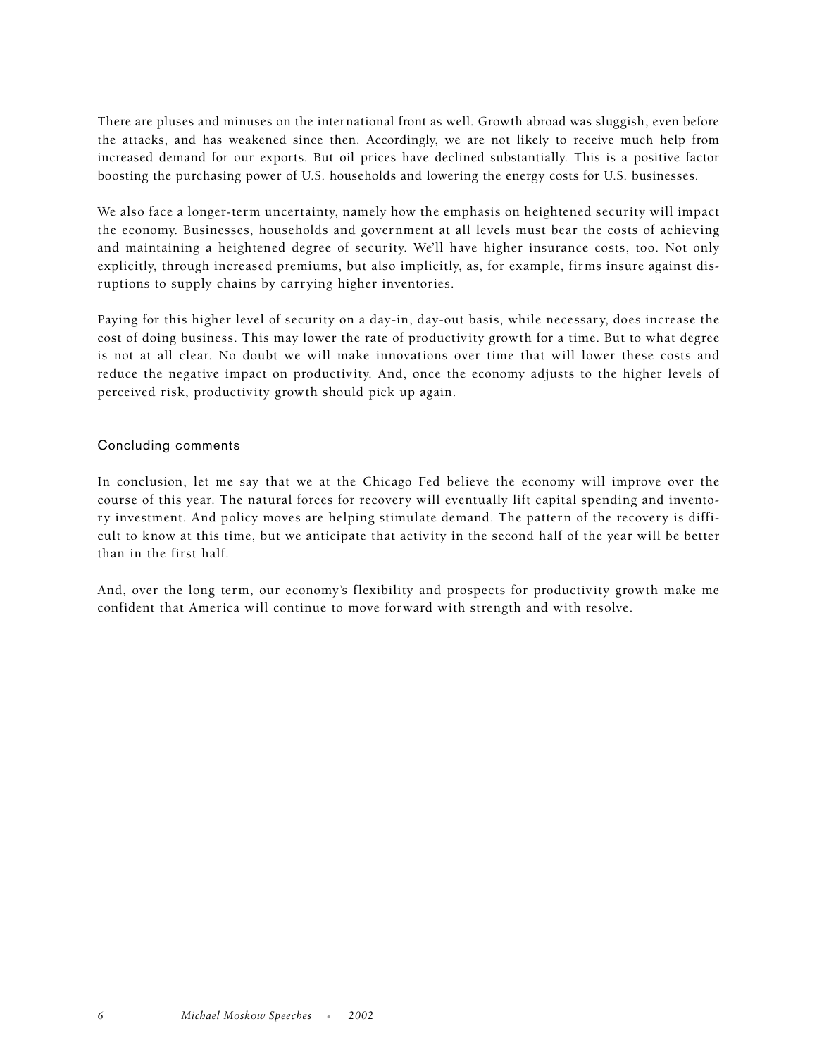There are pluses and minuses on the international front as well. Growth abroad was sluggish, even before the attacks, and has weakened since then. Accordingly, we are not likely to receive much help from increased demand for our exports. But oil prices have declined substantially. This is a positive factor boosting the purchasing power of U.S. households and lowering the energy costs for U.S. businesses.

We also face a longer-term uncertainty, namely how the emphasis on heightened security will impact the economy. Businesses, households and government at all levels must bear the costs of achieving and maintaining a heightened degree of security. We'll have higher insurance costs, too. Not only explicitly, through increased premiums, but also implicitly, as, for example, firms insure against disruptions to supply chains by carrying higher inventories.

Paying for this higher level of security on a day-in, day-out basis, while necessary, does increase the cost of doing business. This may lower the rate of productivity growth for a time. But to what degree is not at all clear. No doubt we will make innovations over time that will lower these costs and reduce the negative impact on productivity. And, once the economy adjusts to the higher levels of perceived risk, productivity growth should pick up again.

## Concluding comments

In conclusion, let me say that we at the Chicago Fed believe the economy will improve over the course of this year. The natural forces for recovery will eventually lift capital spending and inventory investment. And policy moves are helping stimulate demand. The pattern of the recovery is difficult to know at this time, but we anticipate that activity in the second half of the year will be better than in the first half.

And, over the long term, our economy's flexibility and prospects for productivity growth make me confident that America will continue to move forward with strength and with resolve.